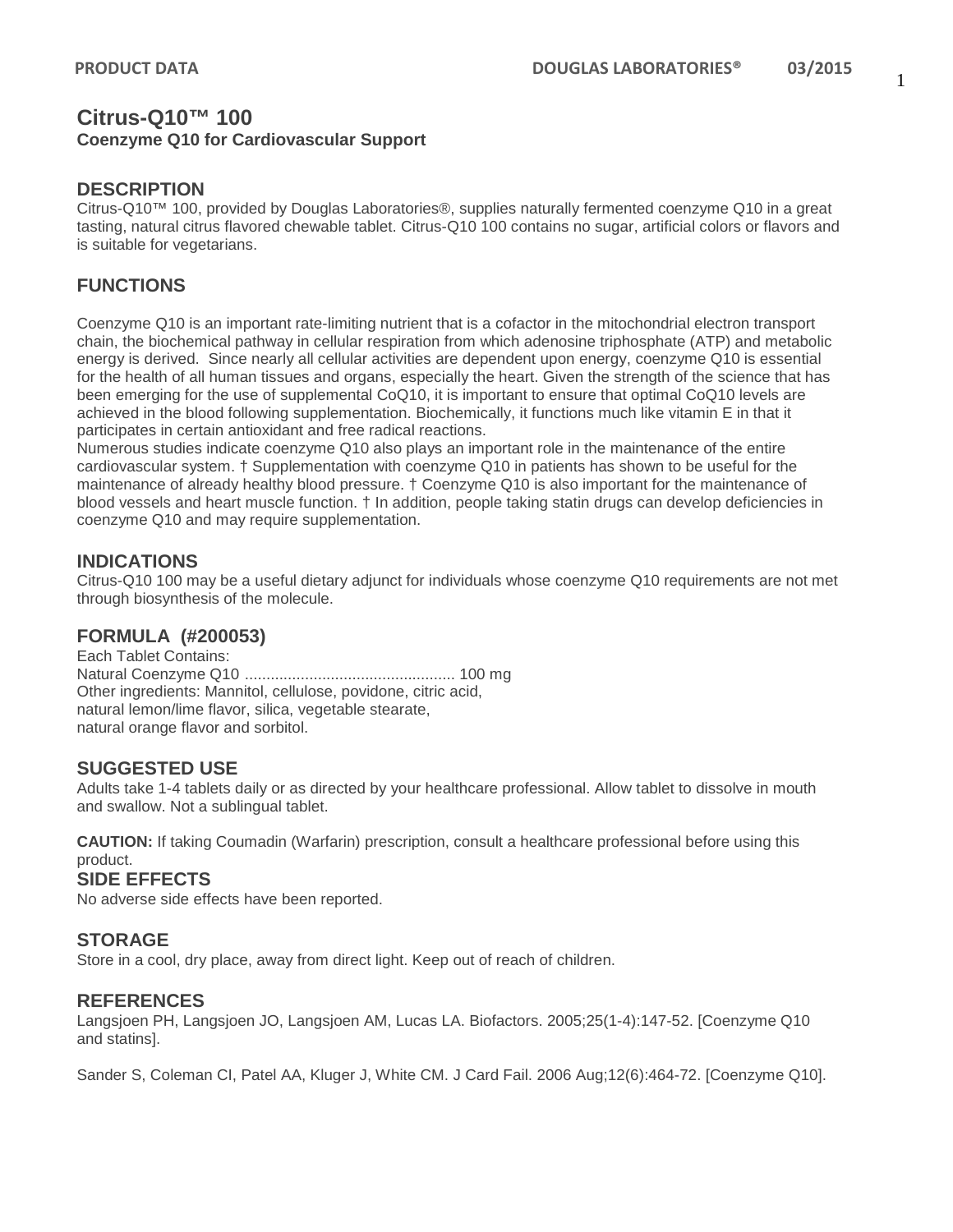# Citrus-Q10™ 100

**Coenzyme Q10 for Cardiovascular Support**

## DESCRIPTION

Citrus-Q10™ 100, provided by Douglas Laboratories®, supplies naturally fermented coenzyme Q10 in a great tasting, natural citrus flavored chewable tablet. Citrus-Q10 100 contains no sugar, artificial colors or flavors and is suitable for vegetarians.

## FUNCTIONS

Coenzyme Q10 is an important rate-limiting nutrient that is a cofactor in the mitochondrial electron transport chain, the biochemical pathway in cellular respiration from which adenosine triphosphate (ATP) and metabolic energy is derived. Since nearly all cellular activities are dependent upon energy, coenzyme Q10 is essential for the health of all human tissues and organs, especially the heart. Given the strength of the science that has been emerging for the use of supplemental CoQ10, it is important to ensure that optimal CoQ10 levels are achieved in the blood following supplementation. Biochemically, it functions much like vitamin E in that it participates in certain antioxidant and free radical reactions.

Numerous studies indicate coenzyme Q10 also plays an important role in the maintenance of the entire cardiovascular system. † Supplementation with coenzyme Q10 in patients has shown to be useful for the maintenance of already healthy blood pressure. † Coenzyme Q10 is also important for the maintenance of blood vessels and heart muscle function. † In addition, people taking statin drugs can develop deficiencies in coenzyme Q10 and may require supplementation.

## INDICATIONS

Citrus-Q10 100 may be a useful dietary adjunct for individuals whose coenzyme Q10 requirements are not met through biosynthesis of the molecule.

## FORMULA (#200053)

Each Tablet Contains:
Natural Coenzyme Q10 ................................................ 100 mg
Other ingredients: Mannitol, cellulose, povidone, citric acid, natural lemon/lime flavor, silica, vegetable stearate, natural orange flavor and sorbitol.

## SUGGESTED USE

Adults take 1-4 tablets daily or as directed by your healthcare professional. Allow tablet to dissolve in mouth and swallow. Not a sublingual tablet.

**CAUTION:** If taking Coumadin (Warfarin) prescription, consult a healthcare professional before using this product.

## SIDE EFFECTS

No adverse side effects have been reported.

## STORAGE

Store in a cool, dry place, away from direct light. Keep out of reach of children.

## REFERENCES

Langsjoen PH, Langsjoen JO, Langsjoen AM, Lucas LA. Biofactors. 2005;25(1-4):147-52. [Coenzyme Q10 and statins].

Sander S, Coleman CI, Patel AA, Kluger J, White CM. J Card Fail. 2006 Aug;12(6):464-72. [Coenzyme Q10].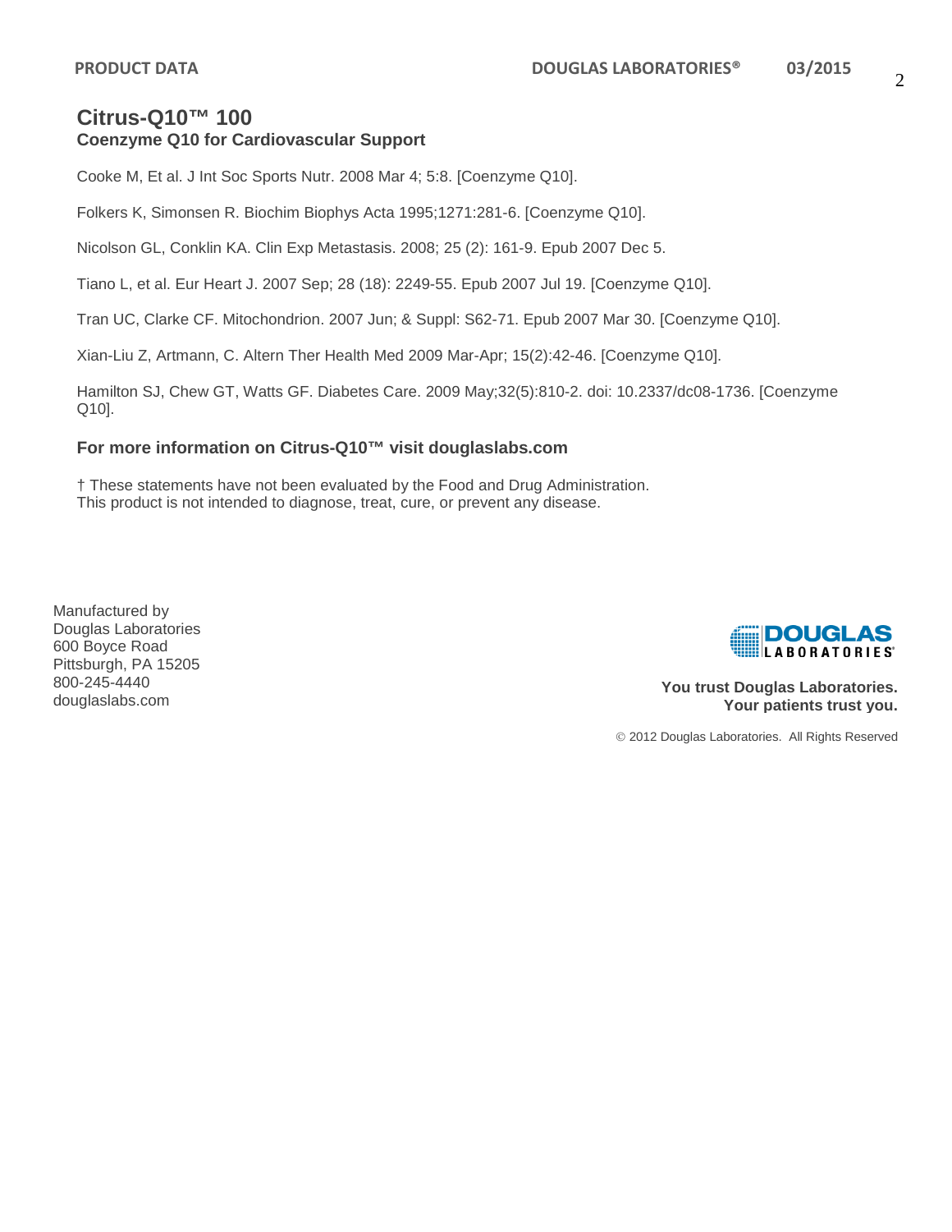# Citrus-Q10™ 100

## Coenzyme Q10 for Cardiovascular Support

Cooke M, Et al. J Int Soc Sports Nutr. 2008 Mar 4; 5:8. [Coenzyme Q10].

Folkers K, Simonsen R. Biochim Biophys Acta 1995;1271:281-6. [Coenzyme Q10].

Nicolson GL, Conklin KA. Clin Exp Metastasis. 2008; 25 (2): 161-9. Epub 2007 Dec 5.

Tiano L, et al. Eur Heart J. 2007 Sep; 28 (18): 2249-55. Epub 2007 Jul 19. [Coenzyme Q10].

Tran UC, Clarke CF. Mitochondrion. 2007 Jun; & Suppl: S62-71. Epub 2007 Mar 30. [Coenzyme Q10].

Xian-Liu Z, Artmann, C. Altern Ther Health Med 2009 Mar-Apr; 15(2):42-46. [Coenzyme Q10].

Hamilton SJ, Chew GT, Watts GF. Diabetes Care. 2009 May;32(5):810-2. doi: 10.2337/dc08-1736. [Coenzyme Q10].

**For more information on Citrus-Q10™ visit douglaslabs.com**

† These statements have not been evaluated by the Food and Drug Administration.
This product is not intended to diagnose, treat, cure, or prevent any disease.

Manufactured by
Douglas Laboratories
600 Boyce Road
Pittsburgh, PA 15205
800-245-4440
douglaslabs.com

DOUGLAS LABORATORIES®

**You trust Douglas Laboratories.
Your patients trust you.**

© 2012 Douglas Laboratories. All Rights Reserved